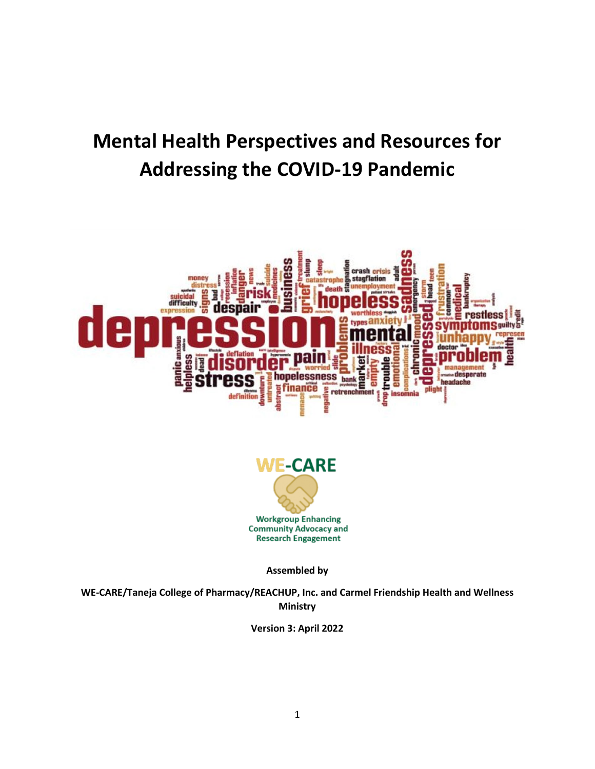# Mental Health Perspectives and Resources for Addressing the COVID-19 Pandemic

**WE-CARE**

Workgroup Enhancing Community Advocacy and Research Engagement

**Assembled by**

**WE-CARE/Taneja College of Pharmacy/REACHUP, Inc. and Carmel Friendship Health and Wellness Ministry**

**Version 3: April 2022**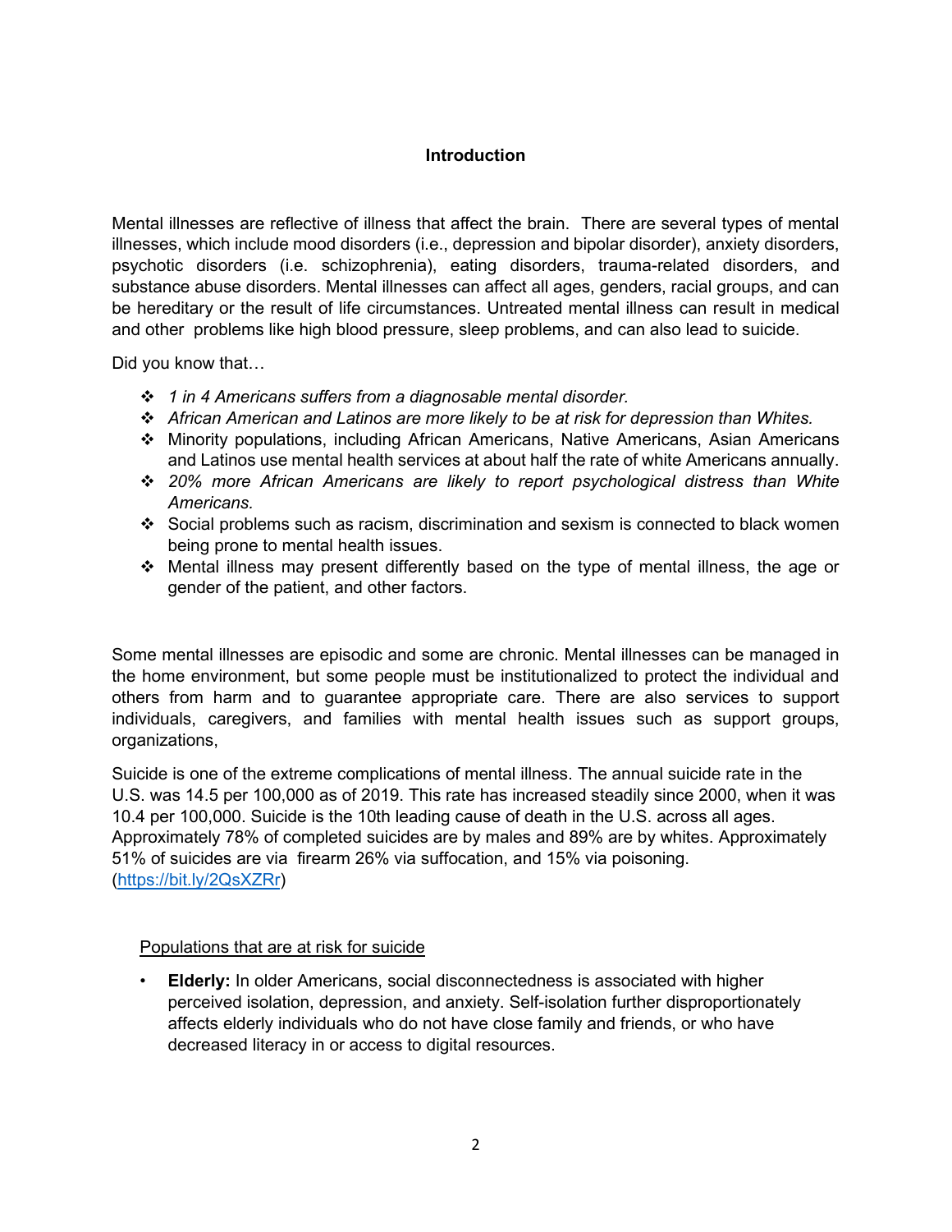## Introduction

Mental illnesses are reflective of illness that affect the brain. There are several types of mental illnesses, which include mood disorders (i.e., depression and bipolar disorder), anxiety disorders, psychotic disorders (i.e. schizophrenia), eating disorders, trauma-related disorders, and substance abuse disorders. Mental illnesses can affect all ages, genders, racial groups, and can be hereditary or the result of life circumstances. Untreated mental illness can result in medical and other problems like high blood pressure, sleep problems, and can also lead to suicide.

Did you know that…

- *1 in 4 Americans suffers from a diagnosable mental disorder.*
- *African American and Latinos are more likely to be at risk for depression than Whites.*
- Minority populations, including African Americans, Native Americans, Asian Americans and Latinos use mental health services at about half the rate of white Americans annually.
- *20% more African Americans are likely to report psychological distress than White Americans.*
- Social problems such as racism, discrimination and sexism is connected to black women being prone to mental health issues.
- Mental illness may present differently based on the type of mental illness, the age or gender of the patient, and other factors.

Some mental illnesses are episodic and some are chronic. Mental illnesses can be managed in the home environment, but some people must be institutionalized to protect the individual and others from harm and to guarantee appropriate care. There are also services to support individuals, caregivers, and families with mental health issues such as support groups, organizations,

Suicide is one of the extreme complications of mental illness. The annual suicide rate in the U.S. was 14.5 per 100,000 as of 2019. This rate has increased steadily since 2000, when it was 10.4 per 100,000. Suicide is the 10th leading cause of death in the U.S. across all ages. Approximately 78% of completed suicides are by males and 89% are by whites. Approximately 51% of suicides are via firearm 26% via suffocation, and 15% via poisoning. (https://bit.ly/2QsXZRr)

Populations that are at risk for suicide

- **Elderly:** In older Americans, social disconnectedness is associated with higher perceived isolation, depression, and anxiety. Self-isolation further disproportionately affects elderly individuals who do not have close family and friends, or who have decreased literacy in or access to digital resources.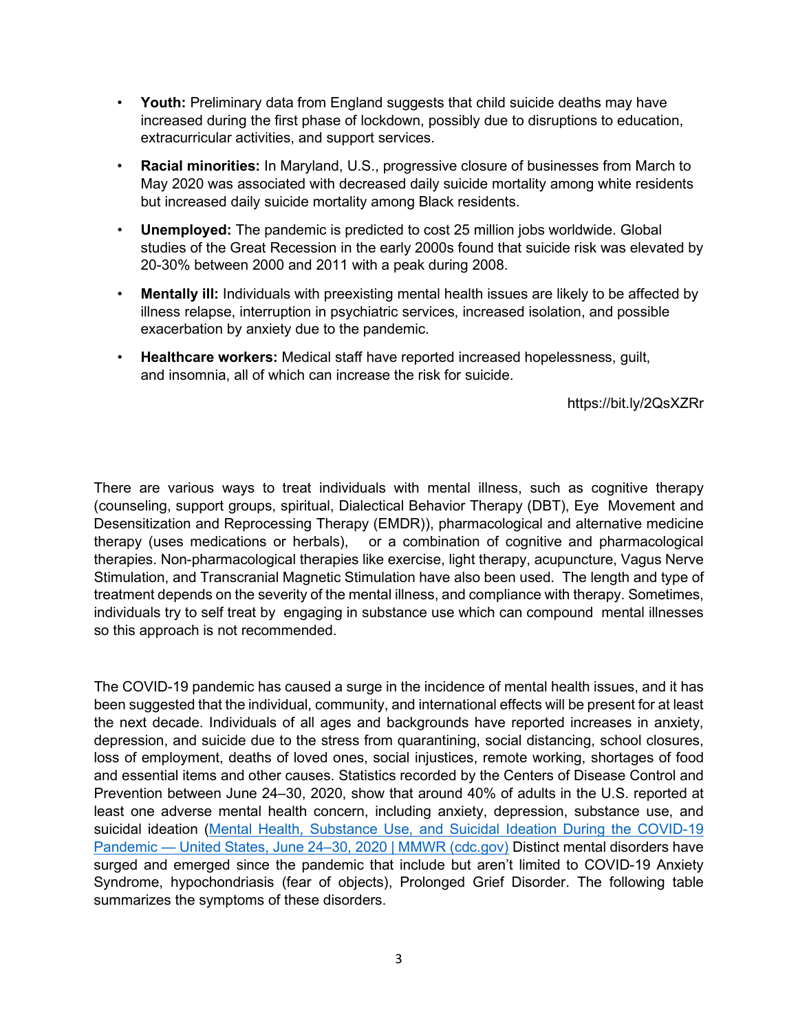- **Youth:** Preliminary data from England suggests that child suicide deaths may have increased during the first phase of lockdown, possibly due to disruptions to education, extracurricular activities, and support services.
- **Racial minorities:** In Maryland, U.S., progressive closure of businesses from March to May 2020 was associated with decreased daily suicide mortality among white residents but increased daily suicide mortality among Black residents.
- **Unemployed:** The pandemic is predicted to cost 25 million jobs worldwide. Global studies of the Great Recession in the early 2000s found that suicide risk was elevated by 20-30% between 2000 and 2011 with a peak during 2008.
- **Mentally ill:** Individuals with preexisting mental health issues are likely to be affected by illness relapse, interruption in psychiatric services, increased isolation, and possible exacerbation by anxiety due to the pandemic.
- **Healthcare workers:** Medical staff have reported increased hopelessness, guilt, and insomnia, all of which can increase the risk for suicide.

https://bit.ly/2QsXZRr

There are various ways to treat individuals with mental illness, such as cognitive therapy (counseling, support groups, spiritual, Dialectical Behavior Therapy (DBT), Eye Movement and Desensitization and Reprocessing Therapy (EMDR)), pharmacological and alternative medicine therapy (uses medications or herbals), or a combination of cognitive and pharmacological therapies. Non-pharmacological therapies like exercise, light therapy, acupuncture, Vagus Nerve Stimulation, and Transcranial Magnetic Stimulation have also been used. The length and type of treatment depends on the severity of the mental illness, and compliance with therapy. Sometimes, individuals try to self treat by engaging in substance use which can compound mental illnesses so this approach is not recommended.

The COVID-19 pandemic has caused a surge in the incidence of mental health issues, and it has been suggested that the individual, community, and international effects will be present for at least the next decade. Individuals of all ages and backgrounds have reported increases in anxiety, depression, and suicide due to the stress from quarantining, social distancing, school closures, loss of employment, deaths of loved ones, social injustices, remote working, shortages of food and essential items and other causes. Statistics recorded by the Centers of Disease Control and Prevention between June 24–30, 2020, show that around 40% of adults in the U.S. reported at least one adverse mental health concern, including anxiety, depression, substance use, and suicidal ideation (Mental Health, Substance Use, and Suicidal Ideation During the COVID-19 Pandemic — United States, June 24–30, 2020 | MMWR (cdc.gov) Distinct mental disorders have surged and emerged since the pandemic that include but aren't limited to COVID-19 Anxiety Syndrome, hypochondriasis (fear of objects), Prolonged Grief Disorder. The following table summarizes the symptoms of these disorders.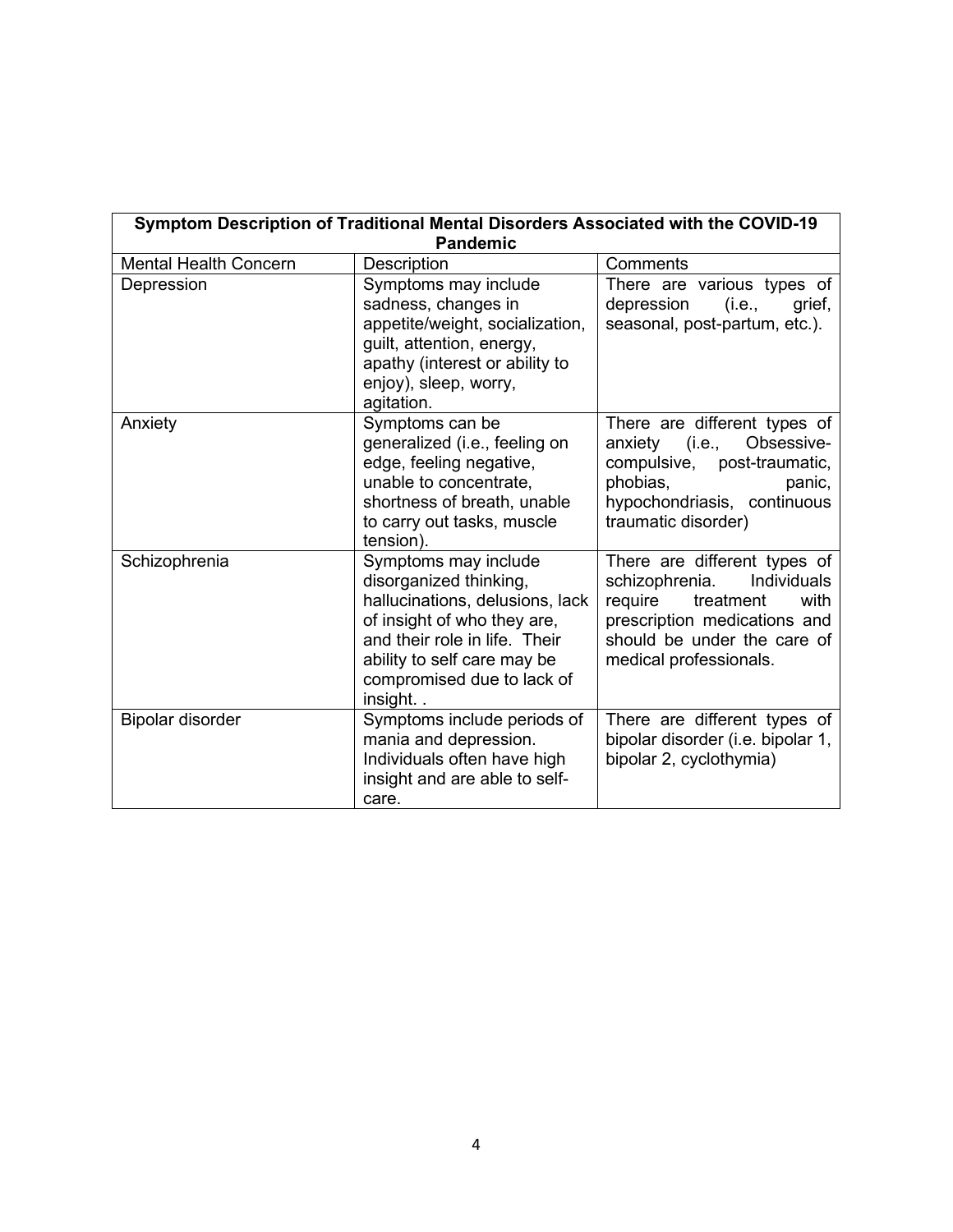| Symptom Description of Traditional Mental Disorders Associated with the COVID-19 Pandemic | | |
|---|---|---|
| Mental Health Concern | Description | Comments |
| Depression | Symptoms may include sadness, changes in appetite/weight, socialization, guilt, attention, energy, apathy (interest or ability to enjoy), sleep, worry, agitation. | There are various types of depression (i.e., grief, seasonal, post-partum, etc.). |
| Anxiety | Symptoms can be generalized (i.e., feeling on edge, feeling negative, unable to concentrate, shortness of breath, unable to carry out tasks, muscle tension). | There are different types of anxiety (i.e., Obsessive-compulsive, post-traumatic, phobias, panic, hypochondriasis, continuous traumatic disorder) |
| Schizophrenia | Symptoms may include disorganized thinking, hallucinations, delusions, lack of insight of who they are, and their role in life. Their ability to self care may be compromised due to lack of insight. . | There are different types of schizophrenia. Individuals require treatment with prescription medications and should be under the care of medical professionals. |
| Bipolar disorder | Symptoms include periods of mania and depression. Individuals often have high insight and are able to self-care. | There are different types of bipolar disorder (i.e. bipolar 1, bipolar 2, cyclothymia) |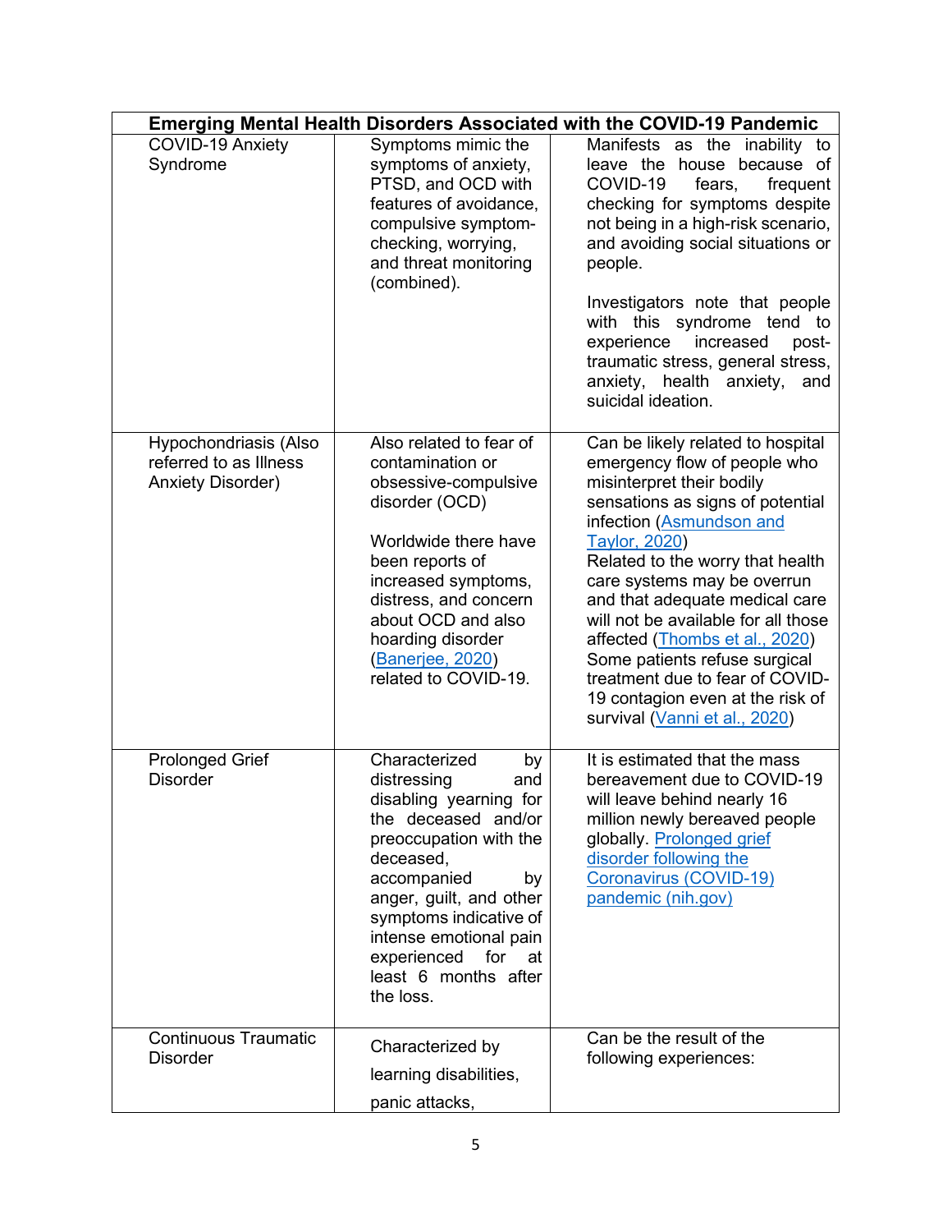| Emerging Mental Health Disorders Associated with the COVID-19 Pandemic | | |
|---|---|---|
| COVID-19 Anxiety Syndrome | Symptoms mimic the symptoms of anxiety, PTSD, and OCD with features of avoidance, compulsive symptom-checking, worrying, and threat monitoring (combined). | Manifests as the inability to leave the house because of COVID-19 fears, frequent checking for symptoms despite not being in a high-risk scenario, and avoiding social situations or people.<br><br>Investigators note that people with this syndrome tend to experience increased post-traumatic stress, general stress, anxiety, health anxiety, and suicidal ideation. |
| Hypochondriasis (Also referred to as Illness Anxiety Disorder) | Also related to fear of contamination or obsessive-compulsive disorder (OCD)<br><br>Worldwide there have been reports of increased symptoms, distress, and concern about OCD and also hoarding disorder (Banerjee, 2020) related to COVID-19. | Can be likely related to hospital emergency flow of people who misinterpret their bodily sensations as signs of potential infection (Asmundson and Taylor, 2020)<br>Related to the worry that health care systems may be overrun and that adequate medical care will not be available for all those affected (Thombs et al., 2020)<br>Some patients refuse surgical treatment due to fear of COVID-19 contagion even at the risk of survival (Vanni et al., 2020) |
| Prolonged Grief Disorder | Characterized by distressing and disabling yearning for the deceased and/or preoccupation with the deceased, accompanied by anger, guilt, and other symptoms indicative of intense emotional pain experienced for at least 6 months after the loss. | It is estimated that the mass bereavement due to COVID-19 will leave behind nearly 16 million newly bereaved people globally. Prolonged grief disorder following the Coronavirus (COVID-19) pandemic (nih.gov) |
| Continuous Traumatic Disorder | Characterized by learning disabilities, panic attacks, | Can be the result of the following experiences: |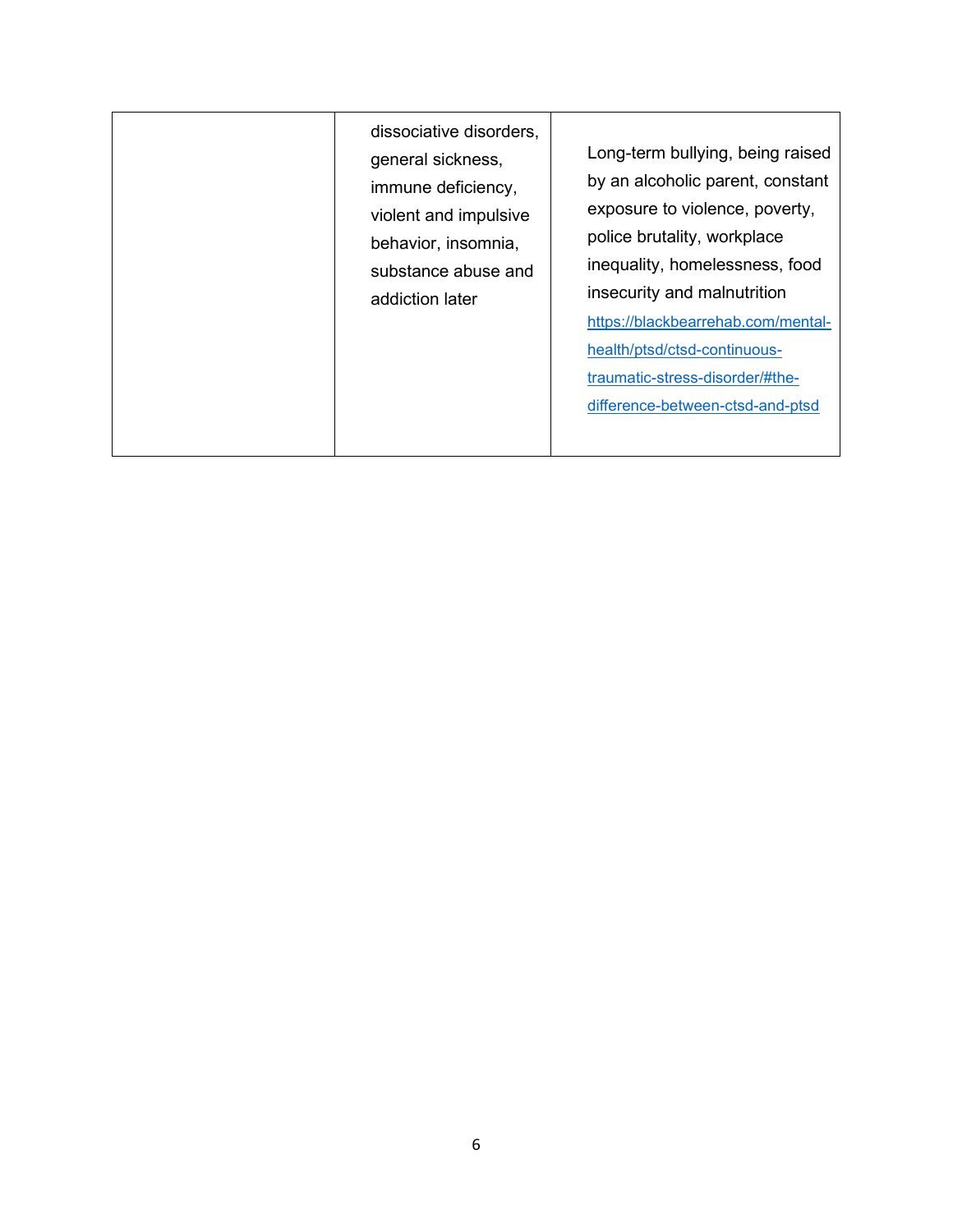| | | |
|---|---|---|
| | dissociative disorders, general sickness, immune deficiency, violent and impulsive behavior, insomnia, substance abuse and addiction later | Long-term bullying, being raised by an alcoholic parent, constant exposure to violence, poverty, police brutality, workplace inequality, homelessness, food insecurity and malnutrition https://blackbearrehab.com/mental-health/ptsd/ctsd-continuous-traumatic-stress-disorder/#the-difference-between-ctsd-and-ptsd |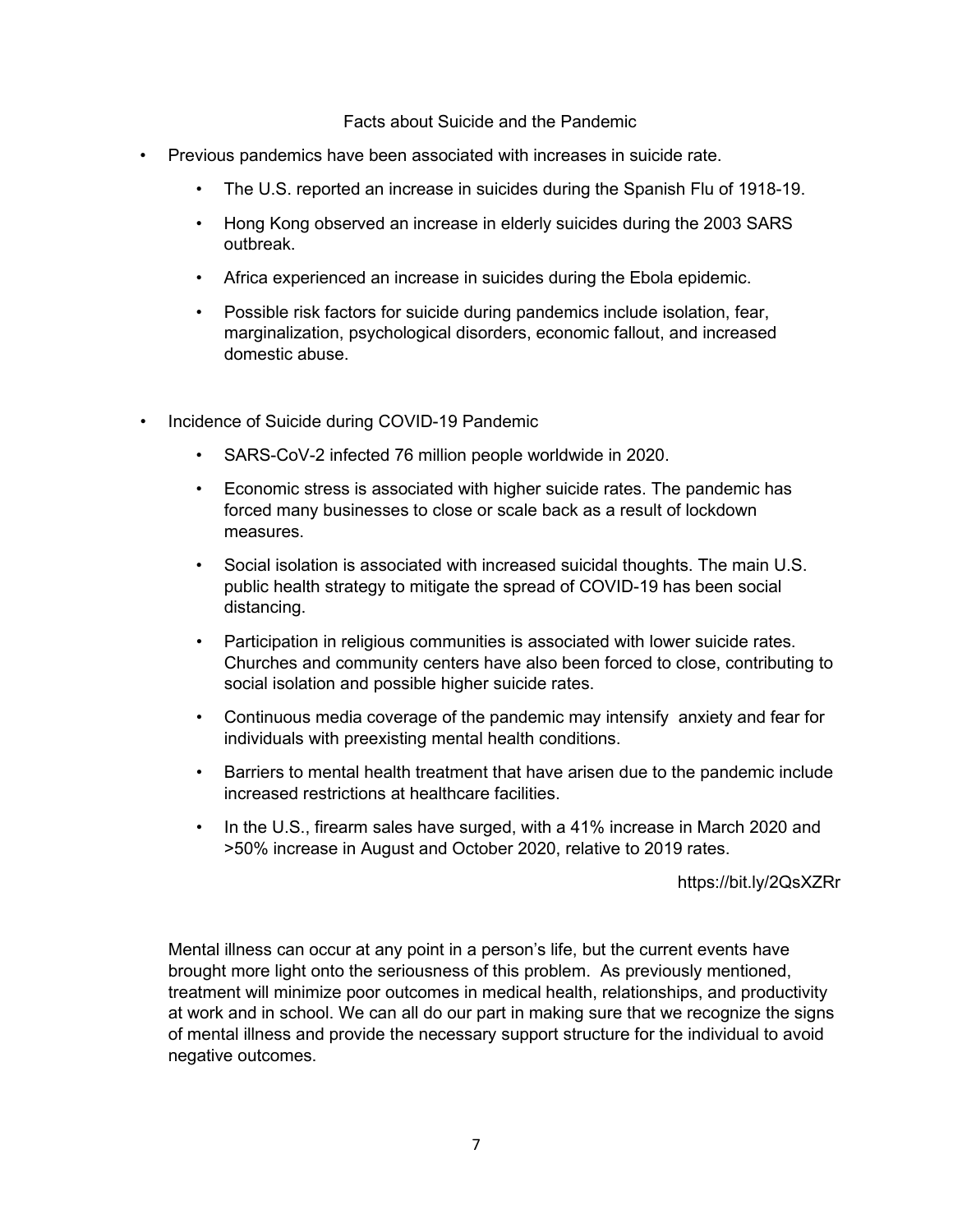## Facts about Suicide and the Pandemic

- Previous pandemics have been associated with increases in suicide rate.
  - The U.S. reported an increase in suicides during the Spanish Flu of 1918-19.
  - Hong Kong observed an increase in elderly suicides during the 2003 SARS outbreak.
  - Africa experienced an increase in suicides during the Ebola epidemic.
  - Possible risk factors for suicide during pandemics include isolation, fear, marginalization, psychological disorders, economic fallout, and increased domestic abuse.

- Incidence of Suicide during COVID-19 Pandemic
  - SARS-CoV-2 infected 76 million people worldwide in 2020.
  - Economic stress is associated with higher suicide rates. The pandemic has forced many businesses to close or scale back as a result of lockdown measures.
  - Social isolation is associated with increased suicidal thoughts. The main U.S. public health strategy to mitigate the spread of COVID-19 has been social distancing.
  - Participation in religious communities is associated with lower suicide rates. Churches and community centers have also been forced to close, contributing to social isolation and possible higher suicide rates.
  - Continuous media coverage of the pandemic may intensify anxiety and fear for individuals with preexisting mental health conditions.
  - Barriers to mental health treatment that have arisen due to the pandemic include increased restrictions at healthcare facilities.
  - In the U.S., firearm sales have surged, with a 41% increase in March 2020 and >50% increase in August and October 2020, relative to 2019 rates.

https://bit.ly/2QsXZRr

Mental illness can occur at any point in a person's life, but the current events have brought more light onto the seriousness of this problem. As previously mentioned, treatment will minimize poor outcomes in medical health, relationships, and productivity at work and in school. We can all do our part in making sure that we recognize the signs of mental illness and provide the necessary support structure for the individual to avoid negative outcomes.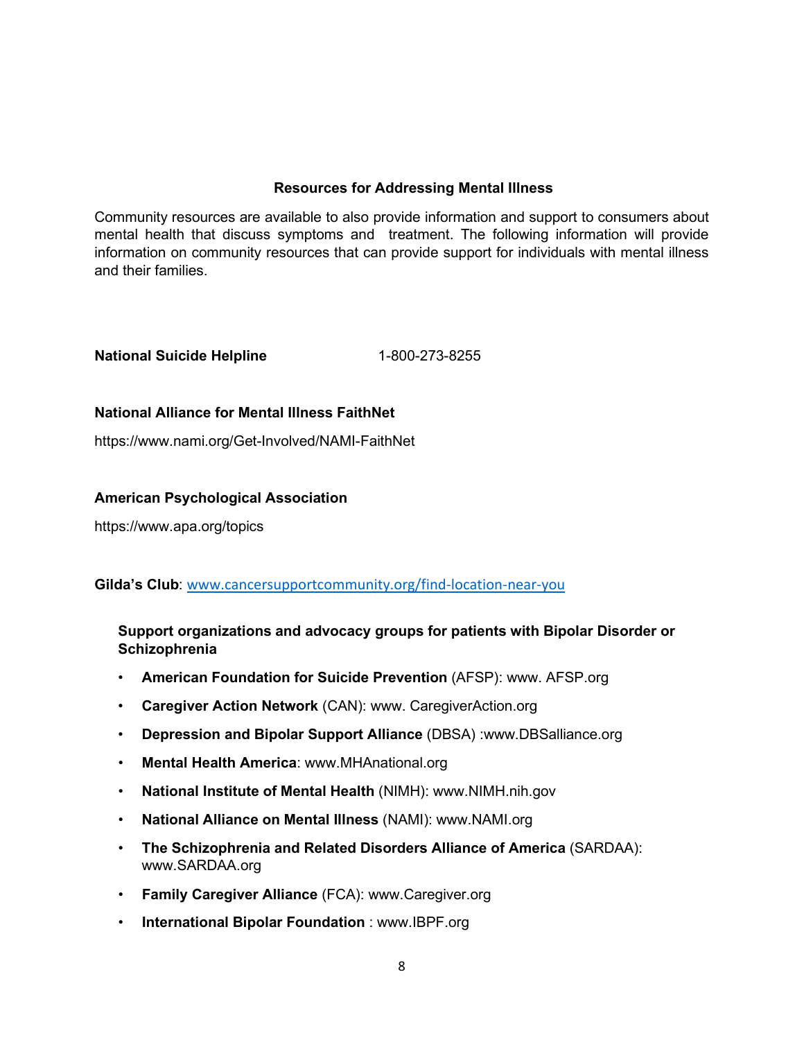## Resources for Addressing Mental Illness

Community resources are available to also provide information and support to consumers about mental health that discuss symptoms and treatment. The following information will provide information on community resources that can provide support for individuals with mental illness and their families.

**National Suicide Helpline** 1-800-273-8255

**National Alliance for Mental Illness FaithNet**

https://www.nami.org/Get-Involved/NAMI-FaithNet

**American Psychological Association**

https://www.apa.org/topics

**Gilda's Club**: www.cancersupportcommunity.org/find-location-near-you

**Support organizations and advocacy groups for patients with Bipolar Disorder or Schizophrenia**

- **American Foundation for Suicide Prevention** (AFSP): www. AFSP.org
- **Caregiver Action Network** (CAN): www. CaregiverAction.org
- **Depression and Bipolar Support Alliance** (DBSA) :www.DBSalliance.org
- **Mental Health America**: www.MHAnational.org
- **National Institute of Mental Health** (NIMH): www.NIMH.nih.gov
- **National Alliance on Mental Illness** (NAMI): www.NAMI.org
- **The Schizophrenia and Related Disorders Alliance of America** (SARDAA): www.SARDAA.org
- **Family Caregiver Alliance** (FCA): www.Caregiver.org
- **International Bipolar Foundation** : www.IBPF.org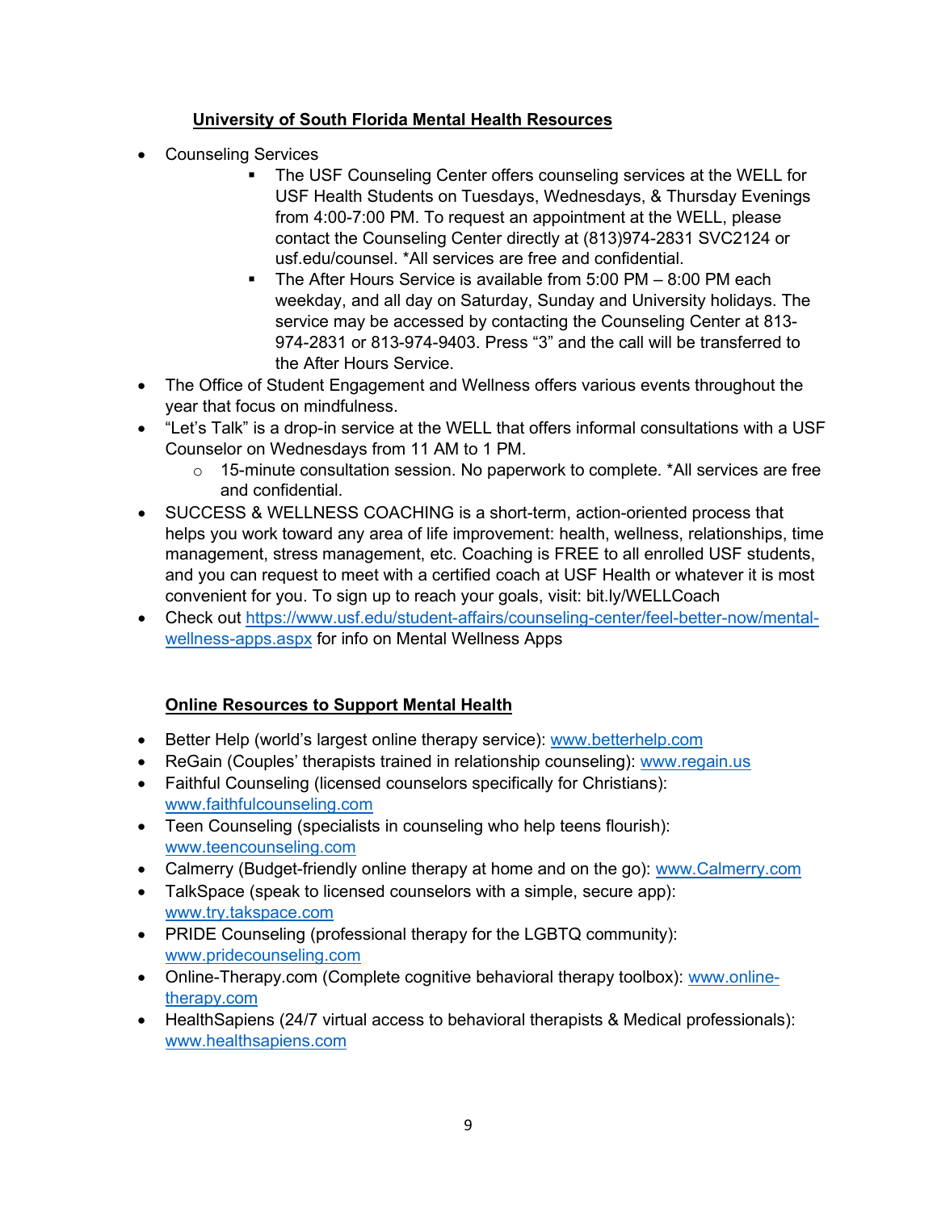## University of South Florida Mental Health Resources

- Counseling Services
    - The USF Counseling Center offers counseling services at the WELL for USF Health Students on Tuesdays, Wednesdays, & Thursday Evenings from 4:00-7:00 PM. To request an appointment at the WELL, please contact the Counseling Center directly at (813)974-2831 SVC2124 or usf.edu/counsel. *All services are free and confidential.
    - The After Hours Service is available from 5:00 PM – 8:00 PM each weekday, and all day on Saturday, Sunday and University holidays. The service may be accessed by contacting the Counseling Center at 813-974-2831 or 813-974-9403. Press "3" and the call will be transferred to the After Hours Service.
- The Office of Student Engagement and Wellness offers various events throughout the year that focus on mindfulness.
- "Let's Talk" is a drop-in service at the WELL that offers informal consultations with a USF Counselor on Wednesdays from 11 AM to 1 PM.
    - 15-minute consultation session. No paperwork to complete. *All services are free and confidential.
- SUCCESS & WELLNESS COACHING is a short-term, action-oriented process that helps you work toward any area of life improvement: health, wellness, relationships, time management, stress management, etc. Coaching is FREE to all enrolled USF students, and you can request to meet with a certified coach at USF Health or whatever it is most convenient for you. To sign up to reach your goals, visit: bit.ly/WELLCoach
- Check out https://www.usf.edu/student-affairs/counseling-center/feel-better-now/mental-wellness-apps.aspx for info on Mental Wellness Apps

## Online Resources to Support Mental Health

- Better Help (world's largest online therapy service): www.betterhelp.com
- ReGain (Couples' therapists trained in relationship counseling): www.regain.us
- Faithful Counseling (licensed counselors specifically for Christians): www.faithfulcounseling.com
- Teen Counseling (specialists in counseling who help teens flourish): www.teencounseling.com
- Calmerry (Budget-friendly online therapy at home and on the go): www.Calmerry.com
- TalkSpace (speak to licensed counselors with a simple, secure app): www.try.takspace.com
- PRIDE Counseling (professional therapy for the LGBTQ community): www.pridecounseling.com
- Online-Therapy.com (Complete cognitive behavioral therapy toolbox): www.online-therapy.com
- HealthSapiens (24/7 virtual access to behavioral therapists & Medical professionals): www.healthsapiens.com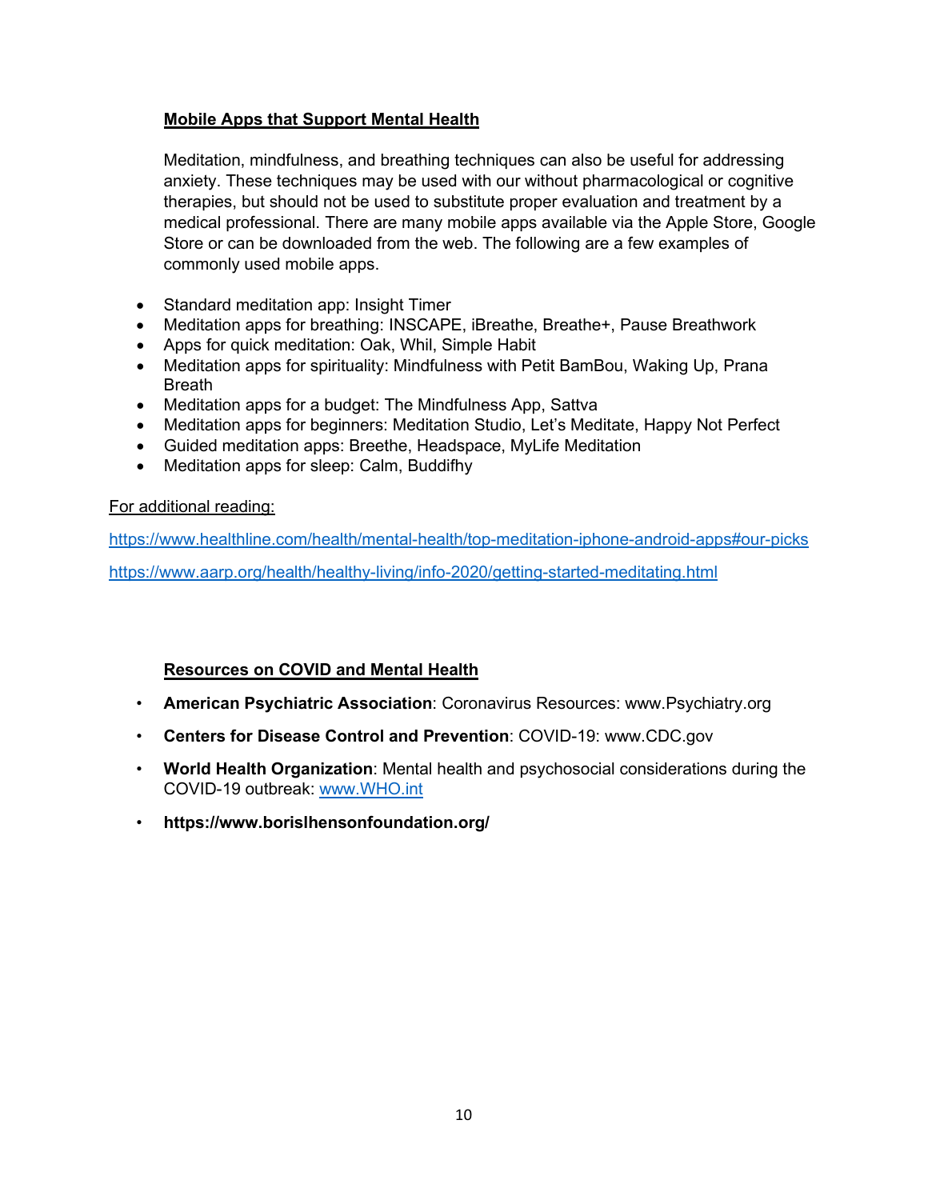## Mobile Apps that Support Mental Health

Meditation, mindfulness, and breathing techniques can also be useful for addressing anxiety. These techniques may be used with our without pharmacological or cognitive therapies, but should not be used to substitute proper evaluation and treatment by a medical professional. There are many mobile apps available via the Apple Store, Google Store or can be downloaded from the web. The following are a few examples of commonly used mobile apps.

- Standard meditation app: Insight Timer
- Meditation apps for breathing: INSCAPE, iBreathe, Breathe+, Pause Breathwork
- Apps for quick meditation: Oak, Whil, Simple Habit
- Meditation apps for spirituality: Mindfulness with Petit BamBou, Waking Up, Prana Breath
- Meditation apps for a budget: The Mindfulness App, Sattva
- Meditation apps for beginners: Meditation Studio, Let's Meditate, Happy Not Perfect
- Guided meditation apps: Breethe, Headspace, MyLife Meditation
- Meditation apps for sleep: Calm, Buddifhy

For additional reading:

https://www.healthline.com/health/mental-health/top-meditation-iphone-android-apps#our-picks

https://www.aarp.org/health/healthy-living/info-2020/getting-started-meditating.html

## Resources on COVID and Mental Health

- **American Psychiatric Association**: Coronavirus Resources: www.Psychiatry.org
- **Centers for Disease Control and Prevention**: COVID-19: www.CDC.gov
- **World Health Organization**: Mental health and psychosocial considerations during the COVID-19 outbreak: www.WHO.int
- **https://www.borislhensonfoundation.org/**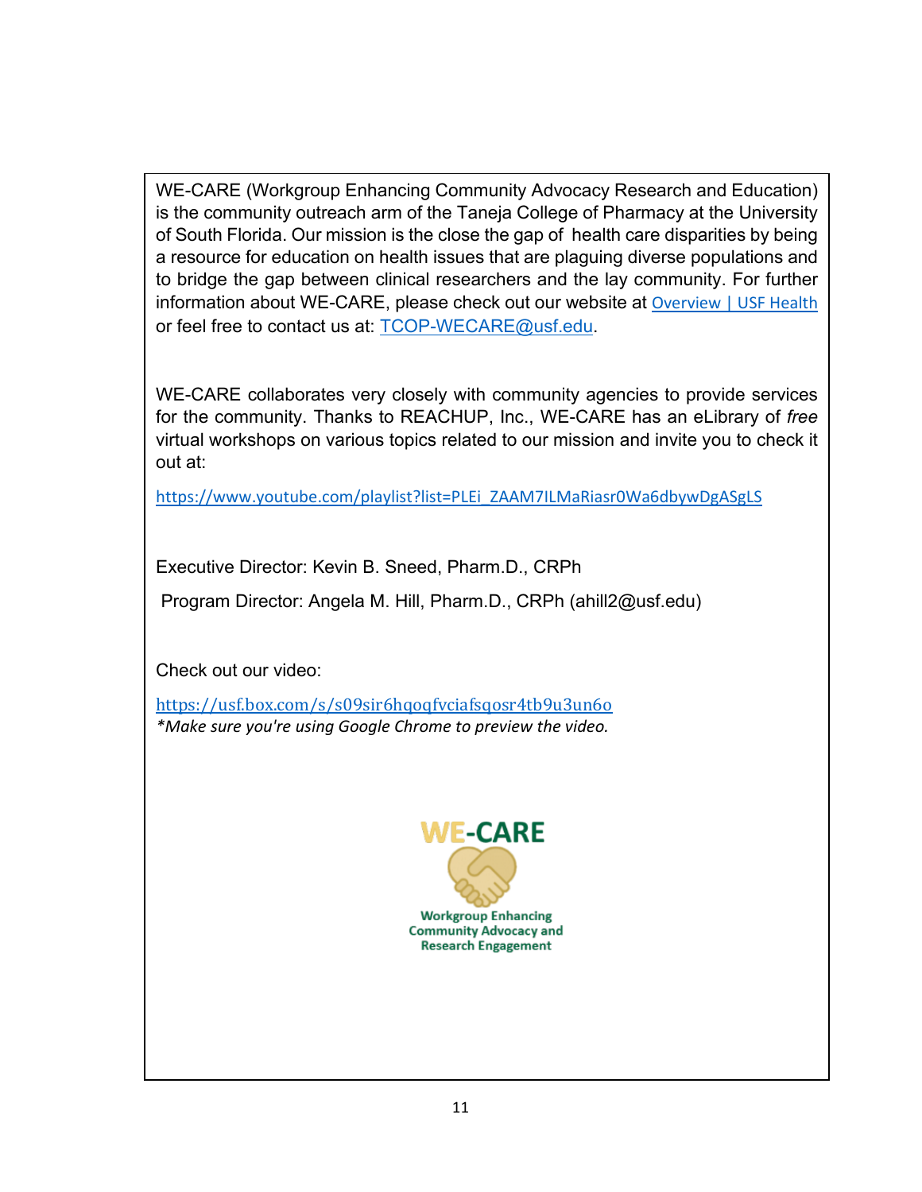WE-CARE (Workgroup Enhancing Community Advocacy Research and Education) is the community outreach arm of the Taneja College of Pharmacy at the University of South Florida. Our mission is the close the gap of health care disparities by being a resource for education on health issues that are plaguing diverse populations and to bridge the gap between clinical researchers and the lay community. For further information about WE-CARE, please check out our website at Overview | USF Health or feel free to contact us at: TCOP-WECARE@usf.edu.

WE-CARE collaborates very closely with community agencies to provide services for the community. Thanks to REACHUP, Inc., WE-CARE has an eLibrary of *free* virtual workshops on various topics related to our mission and invite you to check it out at:

https://www.youtube.com/playlist?list=PLEi_ZAAM7ILMaRiasr0Wa6dbywDgASgLS

Executive Director: Kevin B. Sneed, Pharm.D., CRPh

Program Director: Angela M. Hill, Pharm.D., CRPh (ahill2@usf.edu)

Check out our video:

https://usf.box.com/s/s09sir6hqoqfvciafsqosr4tb9u3un6o

*\*Make sure you're using Google Chrome to preview the video.*

WE-CARE

Workgroup Enhancing Community Advocacy and Research Engagement